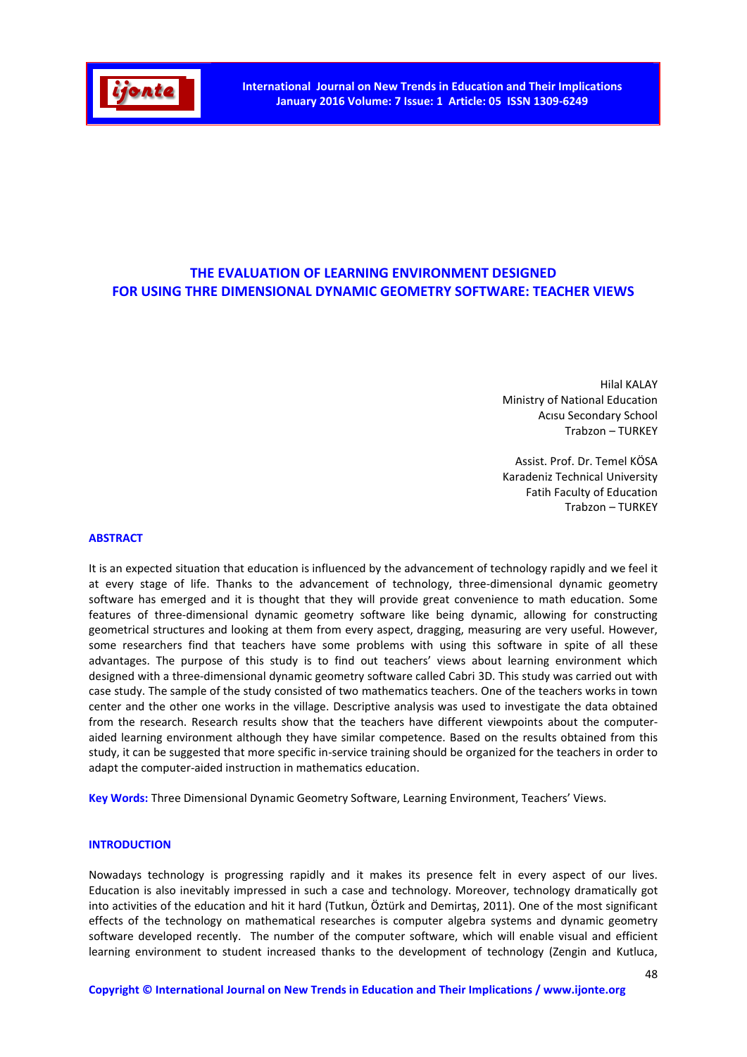# THE EVALUATION OF LEARNING ENVIRONMENT DESIGNED FOR USING THRE DIMENSIONAL DYNAMIC GEOMETRY SOFTWARE: TEACHER VIEWS

Hilal KALAY
Ministry of National Education
Acısu Secondary School
Trabzon – TURKEY

Assist. Prof. Dr. Temel KÖSA
Karadeniz Technical University
Fatih Faculty of Education
Trabzon – TURKEY

## ABSTRACT

It is an expected situation that education is influenced by the advancement of technology rapidly and we feel it at every stage of life. Thanks to the advancement of technology, three-dimensional dynamic geometry software has emerged and it is thought that they will provide great convenience to math education. Some features of three-dimensional dynamic geometry software like being dynamic, allowing for constructing geometrical structures and looking at them from every aspect, dragging, measuring are very useful. However, some researchers find that teachers have some problems with using this software in spite of all these advantages. The purpose of this study is to find out teachers' views about learning environment which designed with a three-dimensional dynamic geometry software called Cabri 3D. This study was carried out with case study. The sample of the study consisted of two mathematics teachers. One of the teachers works in town center and the other one works in the village. Descriptive analysis was used to investigate the data obtained from the research. Research results show that the teachers have different viewpoints about the computer-aided learning environment although they have similar competence. Based on the results obtained from this study, it can be suggested that more specific in-service training should be organized for the teachers in order to adapt the computer-aided instruction in mathematics education.

**Key Words:** Three Dimensional Dynamic Geometry Software, Learning Environment, Teachers' Views.

## INTRODUCTION

Nowadays technology is progressing rapidly and it makes its presence felt in every aspect of our lives. Education is also inevitably impressed in such a case and technology. Moreover, technology dramatically got into activities of the education and hit it hard (Tutkun, Öztürk and Demirtaş, 2011). One of the most significant effects of the technology on mathematical researches is computer algebra systems and dynamic geometry software developed recently. The number of the computer software, which will enable visual and efficient learning environment to student increased thanks to the development of technology (Zengin and Kutluca,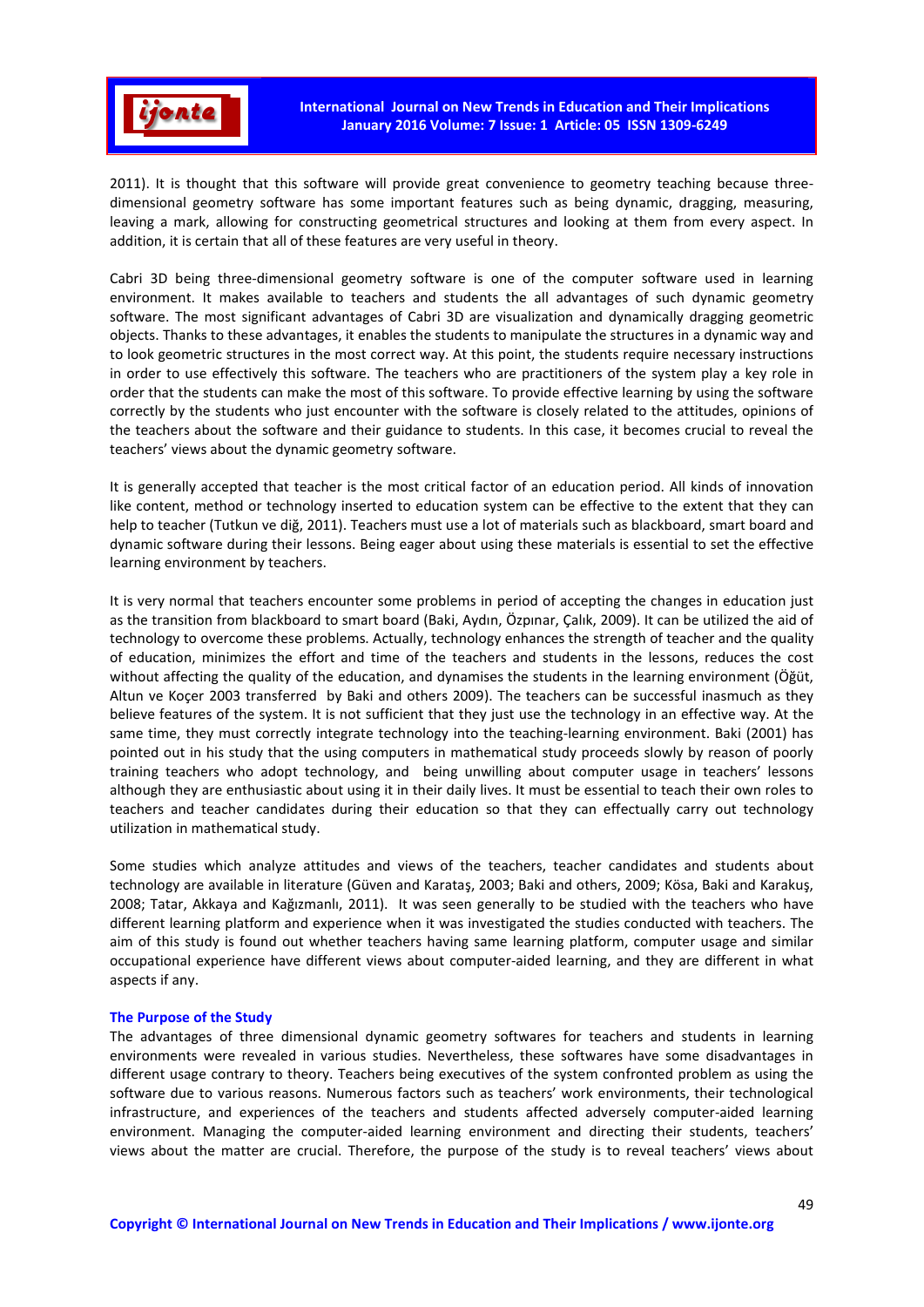2011). It is thought that this software will provide great convenience to geometry teaching because three-dimensional geometry software has some important features such as being dynamic, dragging, measuring, leaving a mark, allowing for constructing geometrical structures and looking at them from every aspect. In addition, it is certain that all of these features are very useful in theory.

Cabri 3D being three-dimensional geometry software is one of the computer software used in learning environment. It makes available to teachers and students the all advantages of such dynamic geometry software. The most significant advantages of Cabri 3D are visualization and dynamically dragging geometric objects. Thanks to these advantages, it enables the students to manipulate the structures in a dynamic way and to look geometric structures in the most correct way. At this point, the students require necessary instructions in order to use effectively this software. The teachers who are practitioners of the system play a key role in order that the students can make the most of this software. To provide effective learning by using the software correctly by the students who just encounter with the software is closely related to the attitudes, opinions of the teachers about the software and their guidance to students. In this case, it becomes crucial to reveal the teachers' views about the dynamic geometry software.

It is generally accepted that teacher is the most critical factor of an education period. All kinds of innovation like content, method or technology inserted to education system can be effective to the extent that they can help to teacher (Tutkun ve diğ, 2011). Teachers must use a lot of materials such as blackboard, smart board and dynamic software during their lessons. Being eager about using these materials is essential to set the effective learning environment by teachers.

It is very normal that teachers encounter some problems in period of accepting the changes in education just as the transition from blackboard to smart board (Baki, Aydın, Özpınar, Çalık, 2009). It can be utilized the aid of technology to overcome these problems. Actually, technology enhances the strength of teacher and the quality of education, minimizes the effort and time of the teachers and students in the lessons, reduces the cost without affecting the quality of the education, and dynamises the students in the learning environment (Öğüt, Altun ve Koçer 2003 transferred by Baki and others 2009). The teachers can be successful inasmuch as they believe features of the system. It is not sufficient that they just use the technology in an effective way. At the same time, they must correctly integrate technology into the teaching-learning environment. Baki (2001) has pointed out in his study that the using computers in mathematical study proceeds slowly by reason of poorly training teachers who adopt technology, and being unwilling about computer usage in teachers' lessons although they are enthusiastic about using it in their daily lives. It must be essential to teach their own roles to teachers and teacher candidates during their education so that they can effectually carry out technology utilization in mathematical study.

Some studies which analyze attitudes and views of the teachers, teacher candidates and students about technology are available in literature (Güven and Karataş, 2003; Baki and others, 2009; Kösa, Baki and Karakuş, 2008; Tatar, Akkaya and Kağızmanlı, 2011). It was seen generally to be studied with the teachers who have different learning platform and experience when it was investigated the studies conducted with teachers. The aim of this study is found out whether teachers having same learning platform, computer usage and similar occupational experience have different views about computer-aided learning, and they are different in what aspects if any.

## The Purpose of the Study

The advantages of three dimensional dynamic geometry softwares for teachers and students in learning environments were revealed in various studies. Nevertheless, these softwares have some disadvantages in different usage contrary to theory. Teachers being executives of the system confronted problem as using the software due to various reasons. Numerous factors such as teachers' work environments, their technological infrastructure, and experiences of the teachers and students affected adversely computer-aided learning environment. Managing the computer-aided learning environment and directing their students, teachers' views about the matter are crucial. Therefore, the purpose of the study is to reveal teachers' views about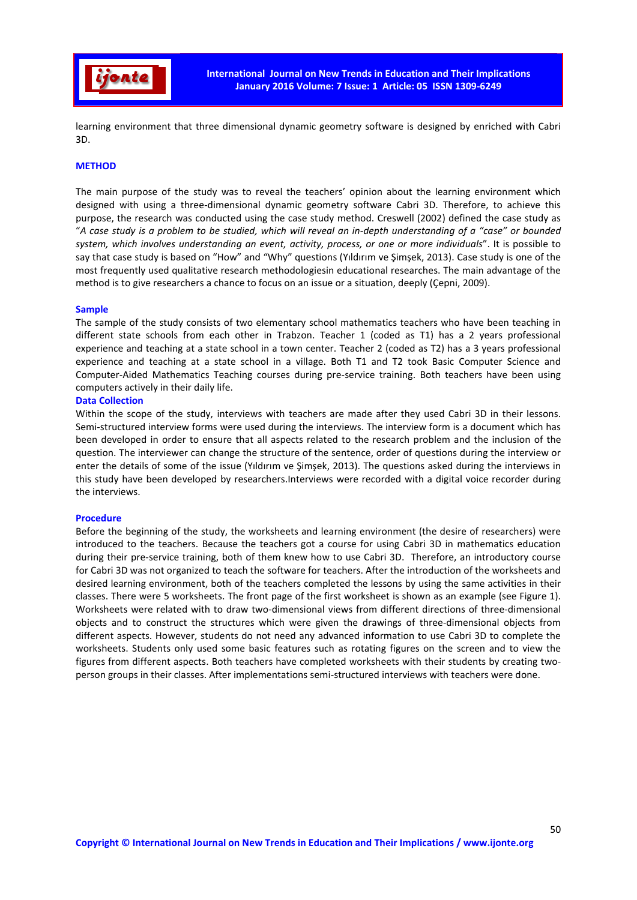learning environment that three dimensional dynamic geometry software is designed by enriched with Cabri 3D.

## METHOD

The main purpose of the study was to reveal the teachers' opinion about the learning environment which designed with using a three-dimensional dynamic geometry software Cabri 3D. Therefore, to achieve this purpose, the research was conducted using the case study method. Creswell (2002) defined the case study as "*A case study is a problem to be studied, which will reveal an in-depth understanding of a "case" or bounded system, which involves understanding an event, activity, process, or one or more individuals*". It is possible to say that case study is based on "How" and "Why" questions (Yıldırım ve Şimşek, 2013). Case study is one of the most frequently used qualitative research methodologiesin educational researches. The main advantage of the method is to give researchers a chance to focus on an issue or a situation, deeply (Çepni, 2009).

### Sample

The sample of the study consists of two elementary school mathematics teachers who have been teaching in different state schools from each other in Trabzon. Teacher 1 (coded as T1) has a 2 years professional experience and teaching at a state school in a town center. Teacher 2 (coded as T2) has a 3 years professional experience and teaching at a state school in a village. Both T1 and T2 took Basic Computer Science and Computer-Aided Mathematics Teaching courses during pre-service training. Both teachers have been using computers actively in their daily life.

### Data Collection

Within the scope of the study, interviews with teachers are made after they used Cabri 3D in their lessons. Semi-structured interview forms were used during the interviews. The interview form is a document which has been developed in order to ensure that all aspects related to the research problem and the inclusion of the question. The interviewer can change the structure of the sentence, order of questions during the interview or enter the details of some of the issue (Yıldırım ve Şimşek, 2013). The questions asked during the interviews in this study have been developed by researchers.Interviews were recorded with a digital voice recorder during the interviews.

### Procedure

Before the beginning of the study, the worksheets and learning environment (the desire of researchers) were introduced to the teachers. Because the teachers got a course for using Cabri 3D in mathematics education during their pre-service training, both of them knew how to use Cabri 3D. Therefore, an introductory course for Cabri 3D was not organized to teach the software for teachers. After the introduction of the worksheets and desired learning environment, both of the teachers completed the lessons by using the same activities in their classes. There were 5 worksheets. The front page of the first worksheet is shown as an example (see Figure 1). Worksheets were related with to draw two-dimensional views from different directions of three-dimensional objects and to construct the structures which were given the drawings of three-dimensional objects from different aspects. However, students do not need any advanced information to use Cabri 3D to complete the worksheets. Students only used some basic features such as rotating figures on the screen and to view the figures from different aspects. Both teachers have completed worksheets with their students by creating two-person groups in their classes. After implementations semi-structured interviews with teachers were done.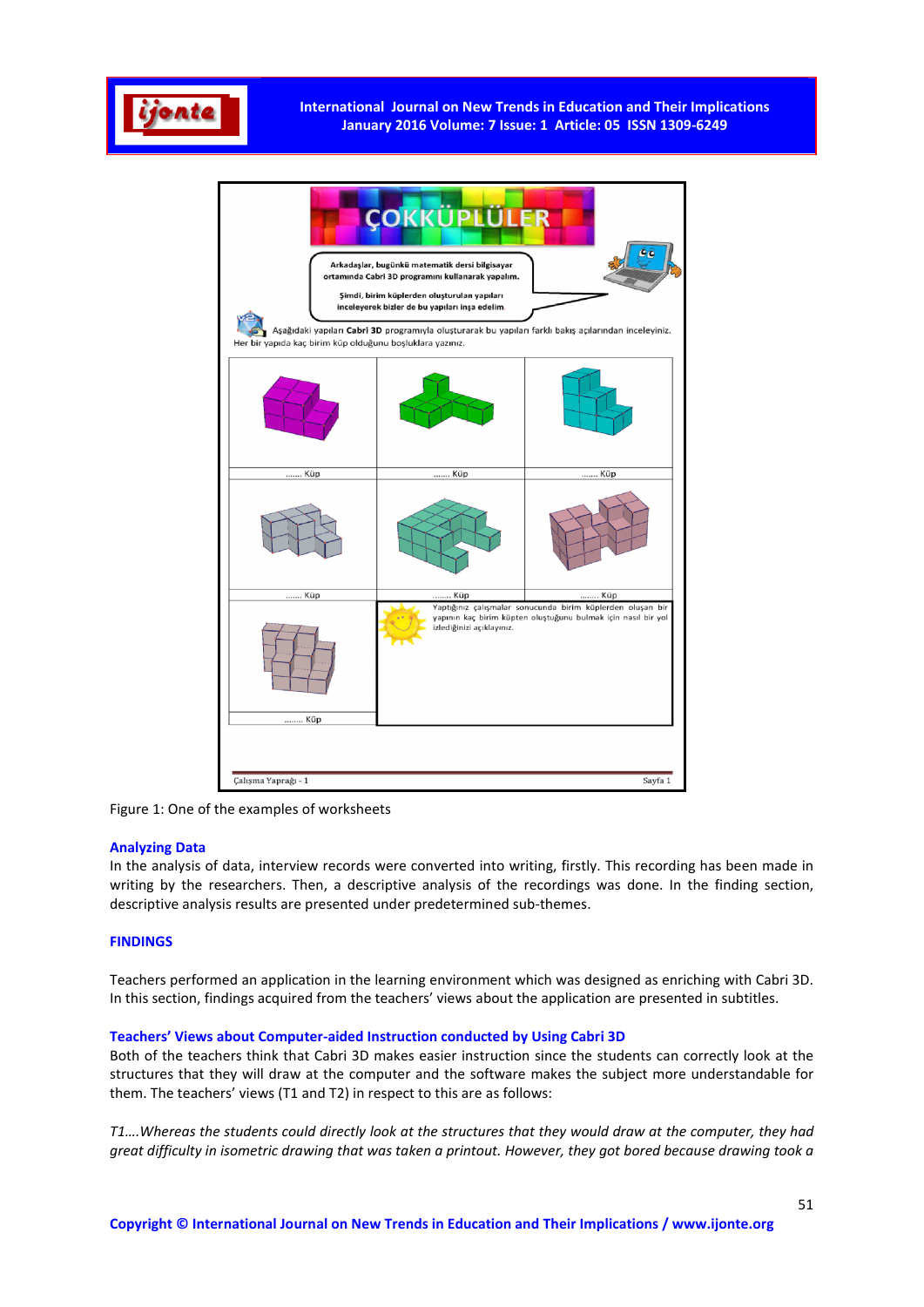Figure 1: One of the examples of worksheets

### Analyzing Data

In the analysis of data, interview records were converted into writing, firstly. This recording has been made in writing by the researchers. Then, a descriptive analysis of the recordings was done. In the finding section, descriptive analysis results are presented under predetermined sub-themes.

## FINDINGS

Teachers performed an application in the learning environment which was designed as enriching with Cabri 3D. In this section, findings acquired from the teachers' views about the application are presented in subtitles.

### Teachers' Views about Computer-aided Instruction conducted by Using Cabri 3D

Both of the teachers think that Cabri 3D makes easier instruction since the students can correctly look at the structures that they will draw at the computer and the software makes the subject more understandable for them. The teachers' views (T1 and T2) in respect to this are as follows:

*T1….Whereas the students could directly look at the structures that they would draw at the computer, they had great difficulty in isometric drawing that was taken a printout. However, they got bored because drawing took a*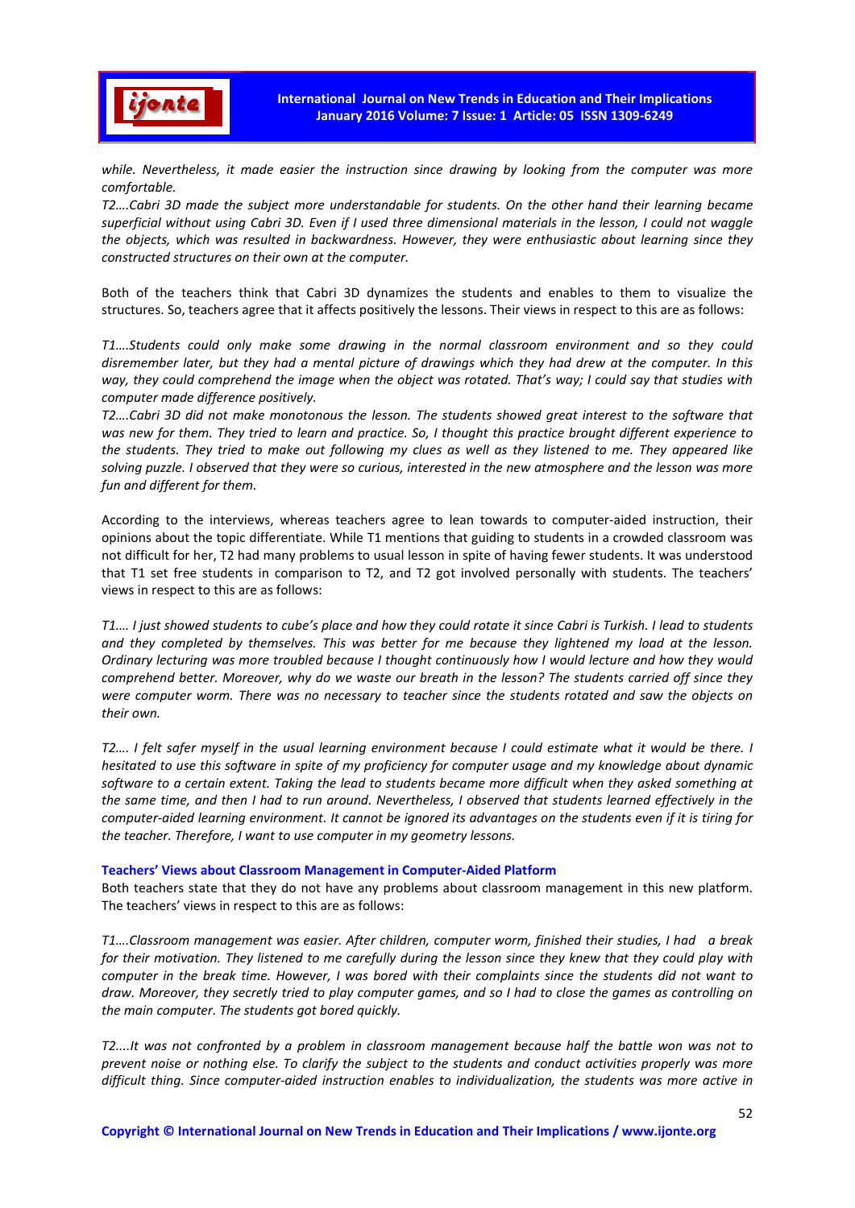*while. Nevertheless, it made easier the instruction since drawing by looking from the computer was more comfortable.*

*T2….Cabri 3D made the subject more understandable for students. On the other hand their learning became superficial without using Cabri 3D. Even if I used three dimensional materials in the lesson, I could not waggle the objects, which was resulted in backwardness. However, they were enthusiastic about learning since they constructed structures on their own at the computer.*

Both of the teachers think that Cabri 3D dynamizes the students and enables to them to visualize the structures. So, teachers agree that it affects positively the lessons. Their views in respect to this are as follows:

*T1….Students could only make some drawing in the normal classroom environment and so they could disremember later, but they had a mental picture of drawings which they had drew at the computer. In this way, they could comprehend the image when the object was rotated. That's way; I could say that studies with computer made difference positively.*

*T2….Cabri 3D did not make monotonous the lesson. The students showed great interest to the software that was new for them. They tried to learn and practice. So, I thought this practice brought different experience to the students. They tried to make out following my clues as well as they listened to me. They appeared like solving puzzle. I observed that they were so curious, interested in the new atmosphere and the lesson was more fun and different for them.*

According to the interviews, whereas teachers agree to lean towards to computer-aided instruction, their opinions about the topic differentiate. While T1 mentions that guiding to students in a crowded classroom was not difficult for her, T2 had many problems to usual lesson in spite of having fewer students. It was understood that T1 set free students in comparison to T2, and T2 got involved personally with students. The teachers' views in respect to this are as follows:

*T1…. I just showed students to cube's place and how they could rotate it since Cabri is Turkish. I lead to students and they completed by themselves. This was better for me because they lightened my load at the lesson. Ordinary lecturing was more troubled because I thought continuously how I would lecture and how they would comprehend better. Moreover, why do we waste our breath in the lesson? The students carried off since they were computer worm. There was no necessary to teacher since the students rotated and saw the objects on their own.*

*T2…. I felt safer myself in the usual learning environment because I could estimate what it would be there. I hesitated to use this software in spite of my proficiency for computer usage and my knowledge about dynamic software to a certain extent. Taking the lead to students became more difficult when they asked something at the same time, and then I had to run around. Nevertheless, I observed that students learned effectively in the computer-aided learning environment. It cannot be ignored its advantages on the students even if it is tiring for the teacher. Therefore, I want to use computer in my geometry lessons.*

### Teachers' Views about Classroom Management in Computer-Aided Platform

Both teachers state that they do not have any problems about classroom management in this new platform. The teachers' views in respect to this are as follows:

*T1….Classroom management was easier. After children, computer worm, finished their studies, I had a break for their motivation. They listened to me carefully during the lesson since they knew that they could play with computer in the break time. However, I was bored with their complaints since the students did not want to draw. Moreover, they secretly tried to play computer games, and so I had to close the games as controlling on the main computer. The students got bored quickly.*

*T2….It was not confronted by a problem in classroom management because half the battle won was not to prevent noise or nothing else. To clarify the subject to the students and conduct activities properly was more difficult thing. Since computer-aided instruction enables to individualization, the students was more active in*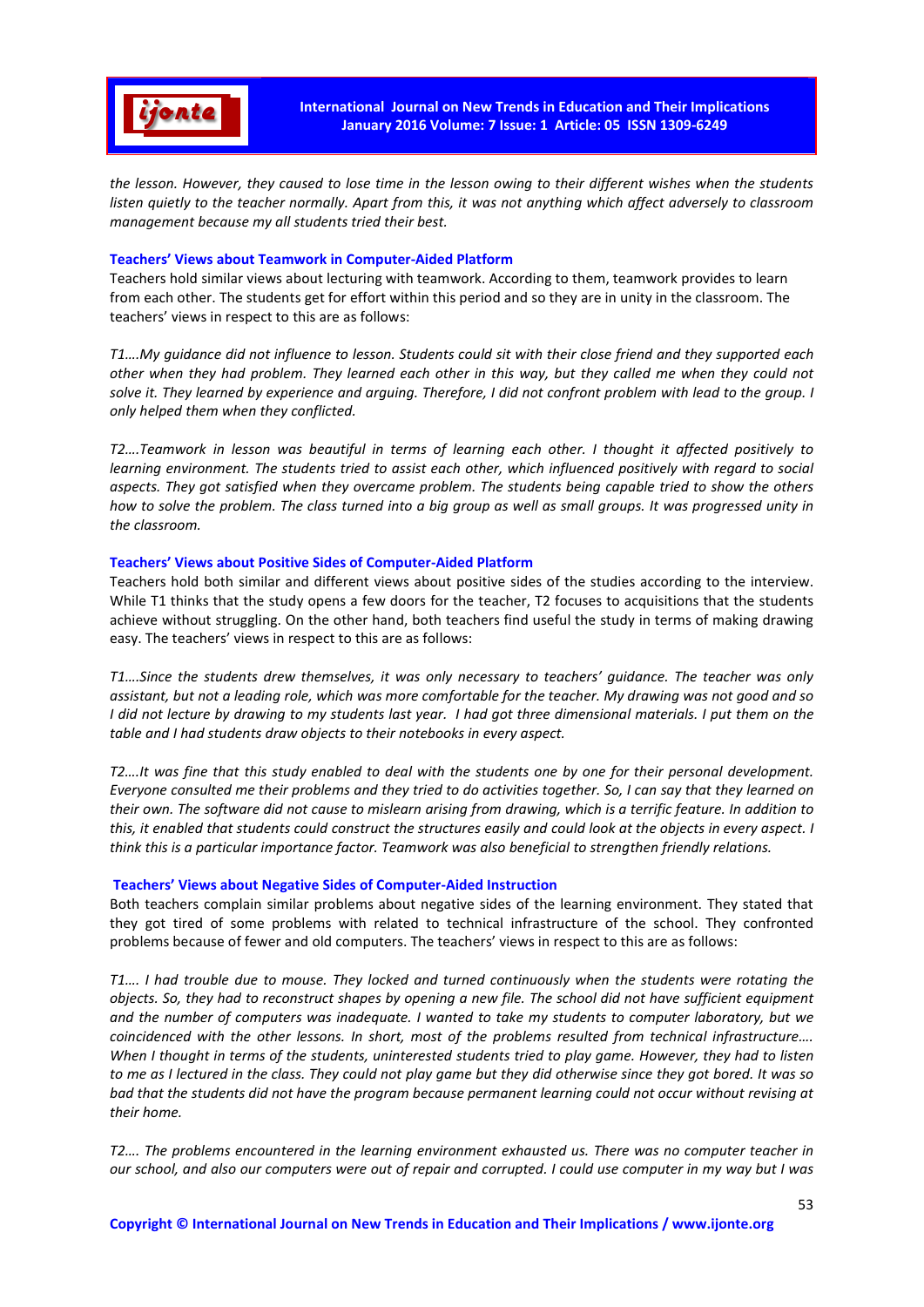*the lesson. However, they caused to lose time in the lesson owing to their different wishes when the students listen quietly to the teacher normally. Apart from this, it was not anything which affect adversely to classroom management because my all students tried their best.*

### Teachers' Views about Teamwork in Computer-Aided Platform

Teachers hold similar views about lecturing with teamwork. According to them, teamwork provides to learn from each other. The students get for effort within this period and so they are in unity in the classroom. The teachers' views in respect to this are as follows:

*T1….My guidance did not influence to lesson. Students could sit with their close friend and they supported each other when they had problem. They learned each other in this way, but they called me when they could not solve it. They learned by experience and arguing. Therefore, I did not confront problem with lead to the group. I only helped them when they conflicted.*

*T2….Teamwork in lesson was beautiful in terms of learning each other. I thought it affected positively to learning environment. The students tried to assist each other, which influenced positively with regard to social aspects. They got satisfied when they overcame problem. The students being capable tried to show the others how to solve the problem. The class turned into a big group as well as small groups. It was progressed unity in the classroom.*

### Teachers' Views about Positive Sides of Computer-Aided Platform

Teachers hold both similar and different views about positive sides of the studies according to the interview. While T1 thinks that the study opens a few doors for the teacher, T2 focuses to acquisitions that the students achieve without struggling. On the other hand, both teachers find useful the study in terms of making drawing easy. The teachers' views in respect to this are as follows:

*T1….Since the students drew themselves, it was only necessary to teachers' guidance. The teacher was only assistant, but not a leading role, which was more comfortable for the teacher. My drawing was not good and so I did not lecture by drawing to my students last year. I had got three dimensional materials. I put them on the table and I had students draw objects to their notebooks in every aspect.*

*T2….It was fine that this study enabled to deal with the students one by one for their personal development. Everyone consulted me their problems and they tried to do activities together. So, I can say that they learned on their own. The software did not cause to mislearn arising from drawing, which is a terrific feature. In addition to this, it enabled that students could construct the structures easily and could look at the objects in every aspect. I think this is a particular importance factor. Teamwork was also beneficial to strengthen friendly relations.*

### Teachers' Views about Negative Sides of Computer-Aided Instruction

Both teachers complain similar problems about negative sides of the learning environment. They stated that they got tired of some problems with related to technical infrastructure of the school. They confronted problems because of fewer and old computers. The teachers' views in respect to this are as follows:

*T1…. I had trouble due to mouse. They locked and turned continuously when the students were rotating the objects. So, they had to reconstruct shapes by opening a new file. The school did not have sufficient equipment and the number of computers was inadequate. I wanted to take my students to computer laboratory, but we coincidenced with the other lessons. In short, most of the problems resulted from technical infrastructure…. When I thought in terms of the students, uninterested students tried to play game. However, they had to listen to me as I lectured in the class. They could not play game but they did otherwise since they got bored. It was so bad that the students did not have the program because permanent learning could not occur without revising at their home.*

*T2…. The problems encountered in the learning environment exhausted us. There was no computer teacher in our school, and also our computers were out of repair and corrupted. I could use computer in my way but I was*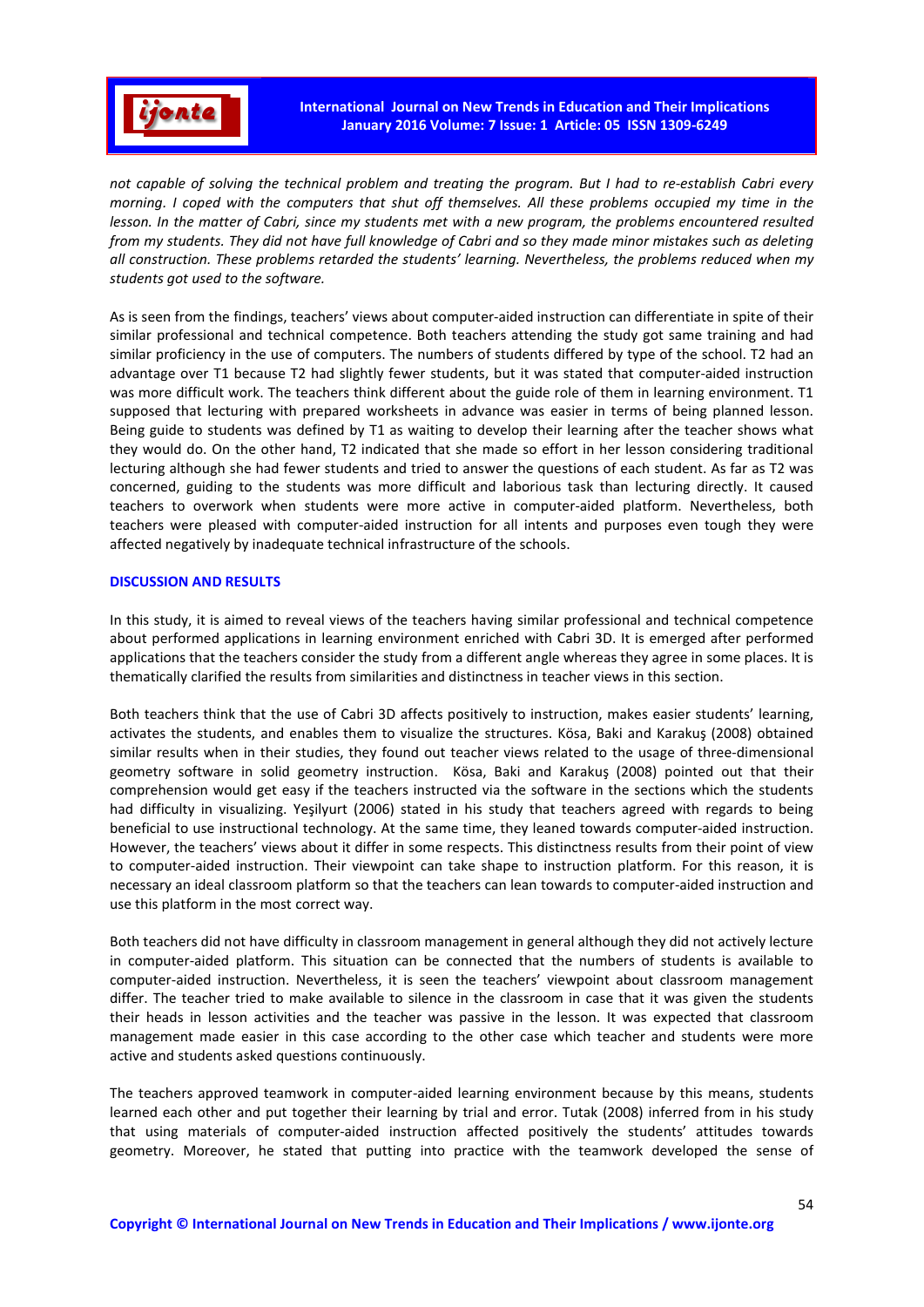*not capable of solving the technical problem and treating the program. But I had to re-establish Cabri every morning. I coped with the computers that shut off themselves. All these problems occupied my time in the lesson. In the matter of Cabri, since my students met with a new program, the problems encountered resulted from my students. They did not have full knowledge of Cabri and so they made minor mistakes such as deleting all construction. These problems retarded the students' learning. Nevertheless, the problems reduced when my students got used to the software.*

As is seen from the findings, teachers' views about computer-aided instruction can differentiate in spite of their similar professional and technical competence. Both teachers attending the study got same training and had similar proficiency in the use of computers. The numbers of students differed by type of the school. T2 had an advantage over T1 because T2 had slightly fewer students, but it was stated that computer-aided instruction was more difficult work. The teachers think different about the guide role of them in learning environment. T1 supposed that lecturing with prepared worksheets in advance was easier in terms of being planned lesson. Being guide to students was defined by T1 as waiting to develop their learning after the teacher shows what they would do. On the other hand, T2 indicated that she made so effort in her lesson considering traditional lecturing although she had fewer students and tried to answer the questions of each student. As far as T2 was concerned, guiding to the students was more difficult and laborious task than lecturing directly. It caused teachers to overwork when students were more active in computer-aided platform. Nevertheless, both teachers were pleased with computer-aided instruction for all intents and purposes even tough they were affected negatively by inadequate technical infrastructure of the schools.

## DISCUSSION AND RESULTS

In this study, it is aimed to reveal views of the teachers having similar professional and technical competence about performed applications in learning environment enriched with Cabri 3D. It is emerged after performed applications that the teachers consider the study from a different angle whereas they agree in some places. It is thematically clarified the results from similarities and distinctness in teacher views in this section.

Both teachers think that the use of Cabri 3D affects positively to instruction, makes easier students' learning, activates the students, and enables them to visualize the structures. Kösa, Baki and Karakuş (2008) obtained similar results when in their studies, they found out teacher views related to the usage of three-dimensional geometry software in solid geometry instruction. Kösa, Baki and Karakuş (2008) pointed out that their comprehension would get easy if the teachers instructed via the software in the sections which the students had difficulty in visualizing. Yeşilyurt (2006) stated in his study that teachers agreed with regards to being beneficial to use instructional technology. At the same time, they leaned towards computer-aided instruction. However, the teachers' views about it differ in some respects. This distinctness results from their point of view to computer-aided instruction. Their viewpoint can take shape to instruction platform. For this reason, it is necessary an ideal classroom platform so that the teachers can lean towards to computer-aided instruction and use this platform in the most correct way.

Both teachers did not have difficulty in classroom management in general although they did not actively lecture in computer-aided platform. This situation can be connected that the numbers of students is available to computer-aided instruction. Nevertheless, it is seen the teachers' viewpoint about classroom management differ. The teacher tried to make available to silence in the classroom in case that it was given the students their heads in lesson activities and the teacher was passive in the lesson. It was expected that classroom management made easier in this case according to the other case which teacher and students were more active and students asked questions continuously.

The teachers approved teamwork in computer-aided learning environment because by this means, students learned each other and put together their learning by trial and error. Tutak (2008) inferred from in his study that using materials of computer-aided instruction affected positively the students' attitudes towards geometry. Moreover, he stated that putting into practice with the teamwork developed the sense of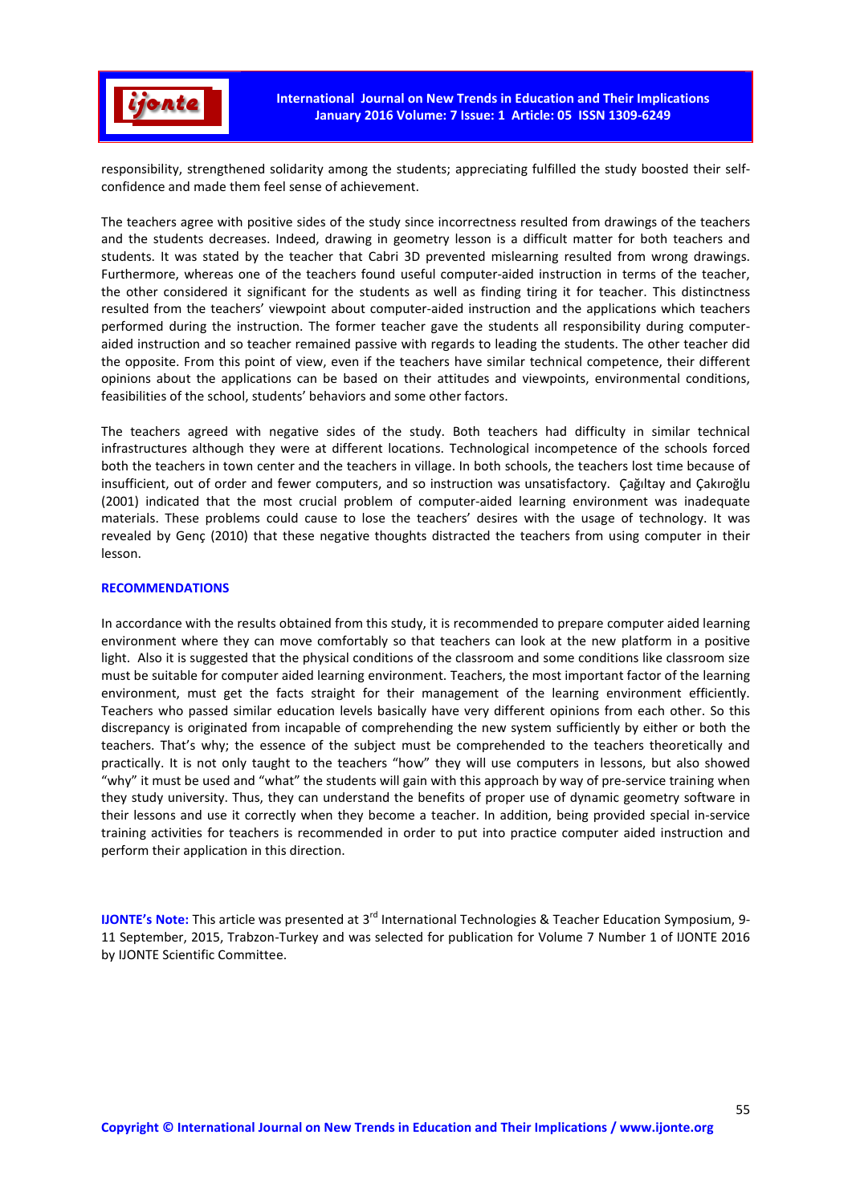responsibility, strengthened solidarity among the students; appreciating fulfilled the study boosted their self-confidence and made them feel sense of achievement.

The teachers agree with positive sides of the study since incorrectness resulted from drawings of the teachers and the students decreases. Indeed, drawing in geometry lesson is a difficult matter for both teachers and students. It was stated by the teacher that Cabri 3D prevented mislearning resulted from wrong drawings. Furthermore, whereas one of the teachers found useful computer-aided instruction in terms of the teacher, the other considered it significant for the students as well as finding tiring it for teacher. This distinctness resulted from the teachers' viewpoint about computer-aided instruction and the applications which teachers performed during the instruction. The former teacher gave the students all responsibility during computer-aided instruction and so teacher remained passive with regards to leading the students. The other teacher did the opposite. From this point of view, even if the teachers have similar technical competence, their different opinions about the applications can be based on their attitudes and viewpoints, environmental conditions, feasibilities of the school, students' behaviors and some other factors.

The teachers agreed with negative sides of the study. Both teachers had difficulty in similar technical infrastructures although they were at different locations. Technological incompetence of the schools forced both the teachers in town center and the teachers in village. In both schools, the teachers lost time because of insufficient, out of order and fewer computers, and so instruction was unsatisfactory. Çağıltay and Çakıroğlu (2001) indicated that the most crucial problem of computer-aided learning environment was inadequate materials. These problems could cause to lose the teachers' desires with the usage of technology. It was revealed by Genç (2010) that these negative thoughts distracted the teachers from using computer in their lesson.

## RECOMMENDATIONS

In accordance with the results obtained from this study, it is recommended to prepare computer aided learning environment where they can move comfortably so that teachers can look at the new platform in a positive light. Also it is suggested that the physical conditions of the classroom and some conditions like classroom size must be suitable for computer aided learning environment. Teachers, the most important factor of the learning environment, must get the facts straight for their management of the learning environment efficiently. Teachers who passed similar education levels basically have very different opinions from each other. So this discrepancy is originated from incapable of comprehending the new system sufficiently by either or both the teachers. That's why; the essence of the subject must be comprehended to the teachers theoretically and practically. It is not only taught to the teachers "how" they will use computers in lessons, but also showed "why" it must be used and "what" the students will gain with this approach by way of pre-service training when they study university. Thus, they can understand the benefits of proper use of dynamic geometry software in their lessons and use it correctly when they become a teacher. In addition, being provided special in-service training activities for teachers is recommended in order to put into practice computer aided instruction and perform their application in this direction.

**IJONTE's Note:** This article was presented at 3rd International Technologies & Teacher Education Symposium, 9-11 September, 2015, Trabzon-Turkey and was selected for publication for Volume 7 Number 1 of IJONTE 2016 by IJONTE Scientific Committee.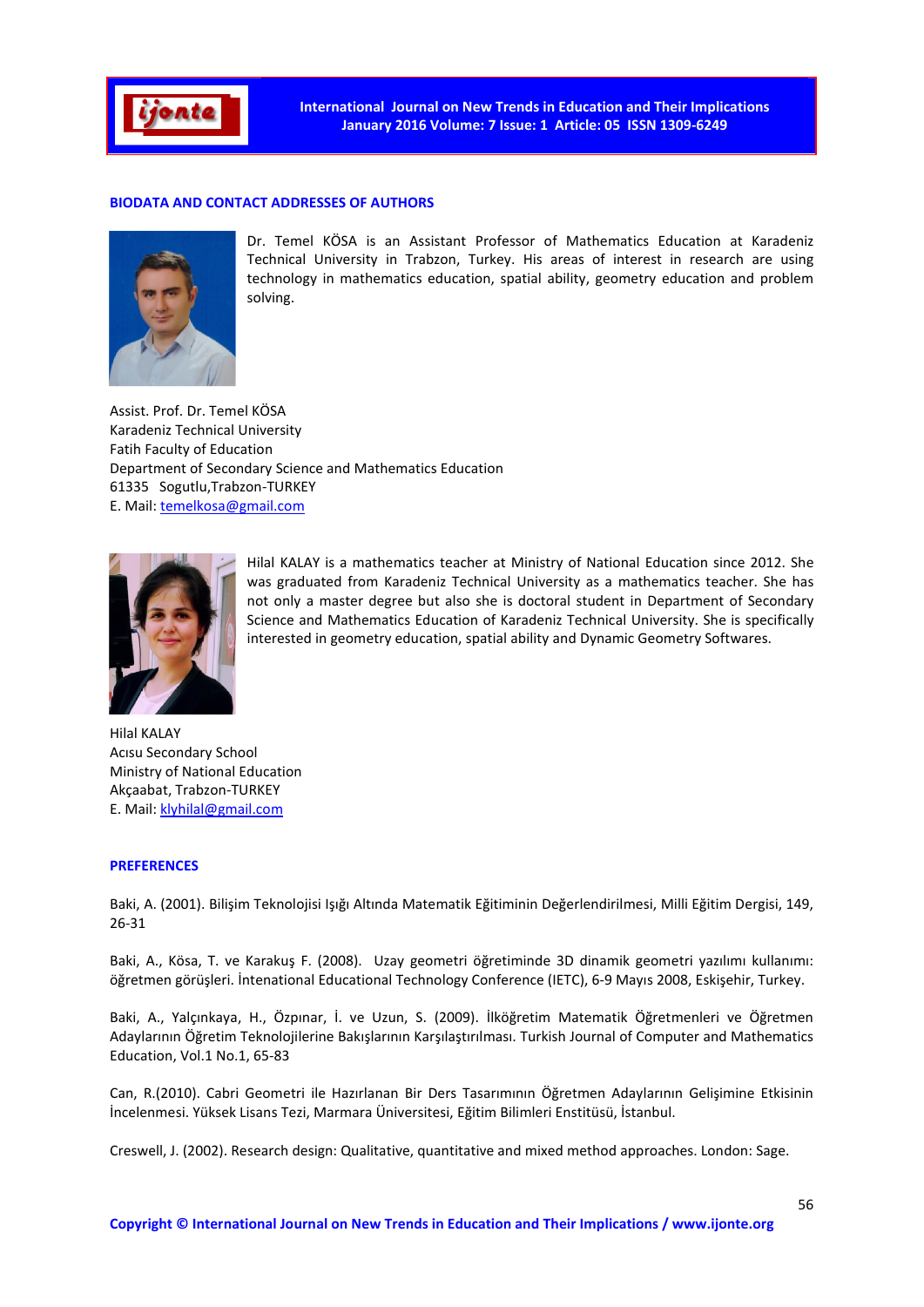## BIODATA AND CONTACT ADDRESSES OF AUTHORS

Dr. Temel KÖSA is an Assistant Professor of Mathematics Education at Karadeniz Technical University in Trabzon, Turkey. His areas of interest in research are using technology in mathematics education, spatial ability, geometry education and problem solving.

Assist. Prof. Dr. Temel KÖSA
Karadeniz Technical University
Fatih Faculty of Education
Department of Secondary Science and Mathematics Education
61335 Sogutlu,Trabzon-TURKEY
E. Mail: temelkosa@gmail.com

Hilal KALAY is a mathematics teacher at Ministry of National Education since 2012. She was graduated from Karadeniz Technical University as a mathematics teacher. She has not only a master degree but also she is doctoral student in Department of Secondary Science and Mathematics Education of Karadeniz Technical University. She is specifically interested in geometry education, spatial ability and Dynamic Geometry Softwares.

Hilal KALAY
Acısu Secondary School
Ministry of National Education
Akçaabat, Trabzon-TURKEY
E. Mail: klyhilal@gmail.com

## PREFERENCES

Baki, A. (2001). Bilişim Teknolojisi Işığı Altında Matematik Eğitiminin Değerlendirilmesi, Milli Eğitim Dergisi, 149, 26-31

Baki, A., Kösa, T. ve Karakuş F. (2008). Uzay geometri öğretiminde 3D dinamik geometri yazılımı kullanımı: öğretmen görüşleri. İntenational Educational Technology Conference (IETC), 6-9 Mayıs 2008, Eskişehir, Turkey.

Baki, A., Yalçınkaya, H., Özpınar, İ. ve Uzun, S. (2009). İlköğretim Matematik Öğretmenleri ve Öğretmen Adaylarının Öğretim Teknolojilerine Bakışlarının Karşılaştırılması. Turkish Journal of Computer and Mathematics Education, Vol.1 No.1, 65-83

Can, R.(2010). Cabri Geometri ile Hazırlanan Bir Ders Tasarımının Öğretmen Adaylarının Gelişimine Etkisinin İncelenmesi. Yüksek Lisans Tezi, Marmara Üniversitesi, Eğitim Bilimleri Enstitüsü, İstanbul.

Creswell, J. (2002). Research design: Qualitative, quantitative and mixed method approaches. London: Sage.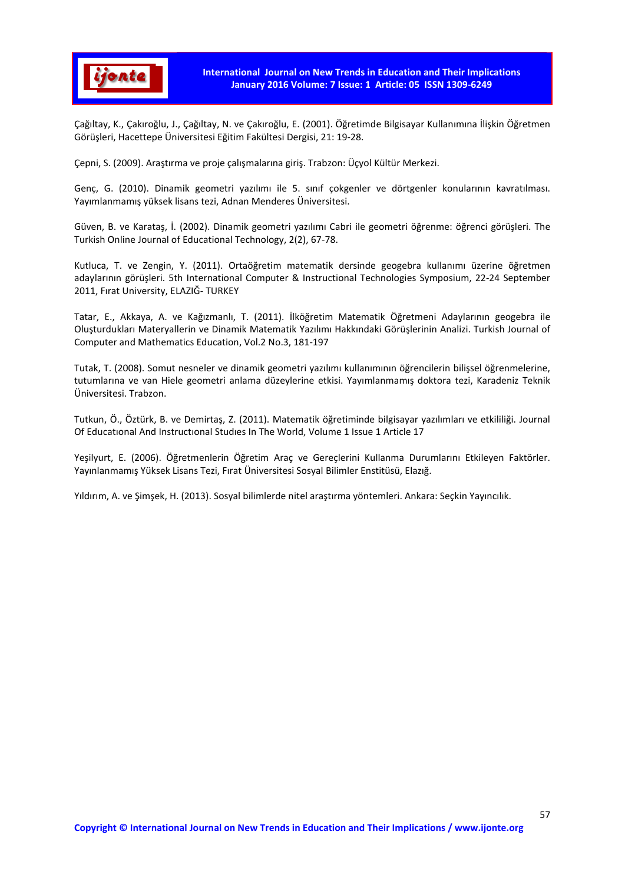Çağıltay, K., Çakıroğlu, J., Çağıltay, N. ve Çakıroğlu, E. (2001). Öğretimde Bilgisayar Kullanımına İlişkin Öğretmen Görüşleri, Hacettepe Üniversitesi Eğitim Fakültesi Dergisi, 21: 19-28.

Çepni, S. (2009). Araştırma ve proje çalışmalarına giriş. Trabzon: Üçyol Kültür Merkezi.

Genç, G. (2010). Dinamik geometri yazılımı ile 5. sınıf çokgenler ve dörtgenler konularının kavratılması. Yayımlanmamış yüksek lisans tezi, Adnan Menderes Üniversitesi.

Güven, B. ve Karataş, İ. (2002). Dinamik geometri yazılımı Cabri ile geometri öğrenme: öğrenci görüşleri. The Turkish Online Journal of Educational Technology, 2(2), 67-78.

Kutluca, T. ve Zengin, Y. (2011). Ortaöğretim matematik dersinde geogebra kullanımı üzerine öğretmen adaylarının görüşleri. 5th International Computer & Instructional Technologies Symposium, 22-24 September 2011, Fırat University, ELAZIĞ- TURKEY

Tatar, E., Akkaya, A. ve Kağızmanlı, T. (2011). İlköğretim Matematik Öğretmeni Adaylarının geogebra ile Oluşturdukları Materyallerin ve Dinamik Matematik Yazılımı Hakkındaki Görüşlerinin Analizi. Turkish Journal of Computer and Mathematics Education, Vol.2 No.3, 181-197

Tutak, T. (2008). Somut nesneler ve dinamik geometri yazılımı kullanımının öğrencilerin bilişsel öğrenmelerine, tutumlarına ve van Hiele geometri anlama düzeylerine etkisi. Yayımlanmamış doktora tezi, Karadeniz Teknik Üniversitesi. Trabzon.

Tutkun, Ö., Öztürk, B. ve Demirtaş, Z. (2011). Matematik öğretiminde bilgisayar yazılımları ve etkililiği. Journal Of Educatıonal And Instructıonal Studıes In The World, Volume 1 Issue 1 Article 17

Yeşilyurt, E. (2006). Öğretmenlerin Öğretim Araç ve Gereçlerini Kullanma Durumlarını Etkileyen Faktörler. Yayınlanmamış Yüksek Lisans Tezi, Fırat Üniversitesi Sosyal Bilimler Enstitüsü, Elazığ.

Yıldırım, A. ve Şimşek, H. (2013). Sosyal bilimlerde nitel araştırma yöntemleri. Ankara: Seçkin Yayıncılık.